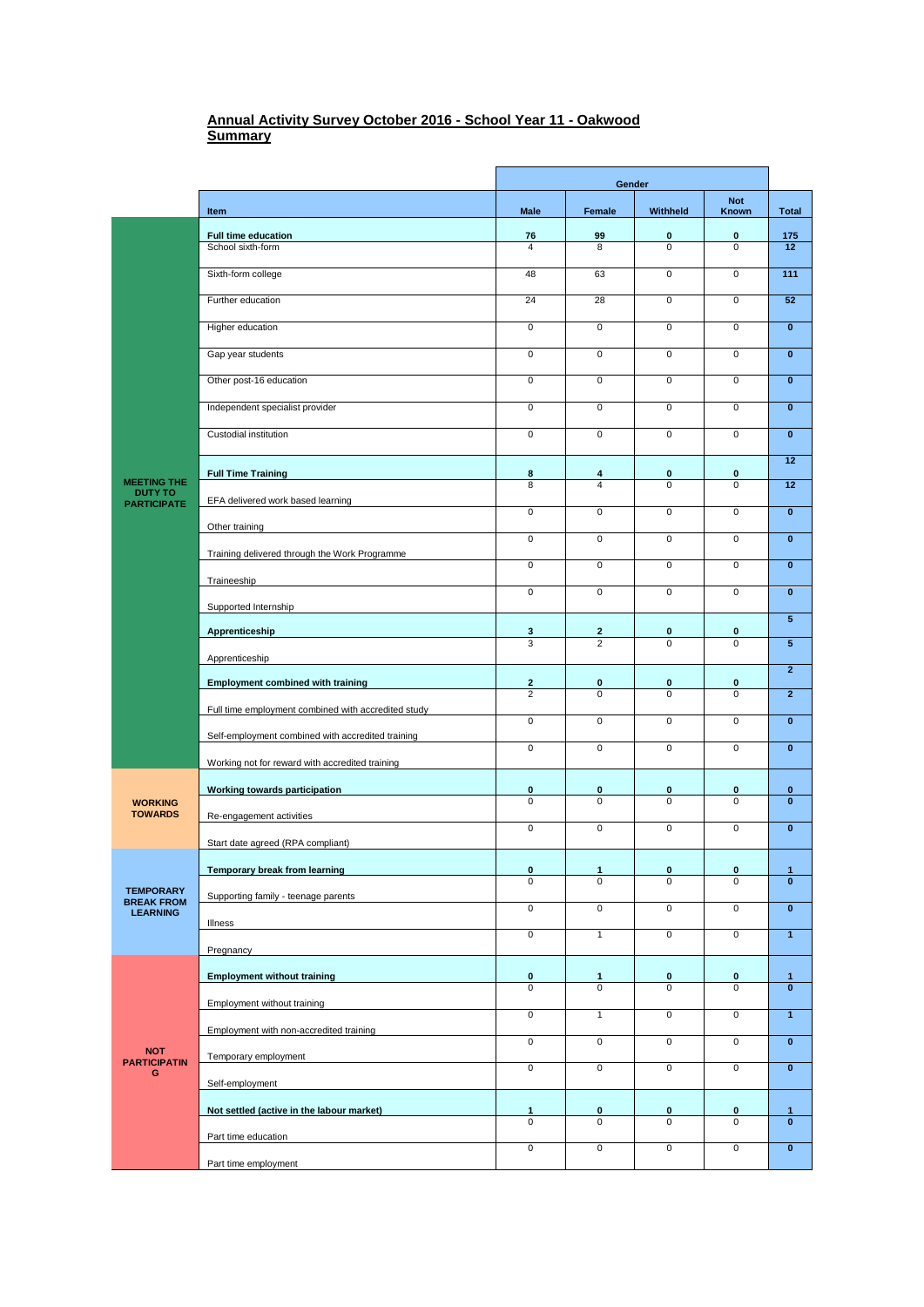## Annual Activity Survey October 2016 - School Year 11 - Oakwood
## Summary

| | Item | Gender | | | | Total |
|---|---|---|---|---|---|---|
| | | **Male** | **Female** | **Withheld** | **Not Known** | |
| **MEETING THE DUTY TO PARTICIPATE** | **Full time education** | **76** | **99** | **0** | **0** | **175** |
| | School sixth-form | 4 | 8 | 0 | 0 | **12** |
| | Sixth-form college | 48 | 63 | 0 | 0 | **111** |
| | Further education | 24 | 28 | 0 | 0 | **52** |
| | Higher education | 0 | 0 | 0 | 0 | **0** |
| | Gap year students | 0 | 0 | 0 | 0 | **0** |
| | Other post-16 education | 0 | 0 | 0 | 0 | **0** |
| | Independent specialist provider | 0 | 0 | 0 | 0 | **0** |
| | Custodial institution | 0 | 0 | 0 | 0 | **0** |
| | **Full Time Training** | **8** | **4** | **0** | **0** | **12** |
| | EFA delivered work based learning | 8 | 4 | 0 | 0 | **12** |
| | Other training | 0 | 0 | 0 | 0 | **0** |
| | Training delivered through the Work Programme | 0 | 0 | 0 | 0 | **0** |
| | Traineeship | 0 | 0 | 0 | 0 | **0** |
| | Supported Internship | | | | | |
| | **Apprenticeship** | **3** | **2** | **0** | **0** | **5** |
| | Apprenticeship | 3 | 2 | 0 | 0 | **5** |
| | **Employment combined with training** | **2** | **0** | **0** | **0** | **2** |
| | Full time employment combined with accredited study | 2 | 0 | 0 | 0 | **2** |
| | Self-employment combined with accredited training | 0 | 0 | 0 | 0 | **0** |
| | Working not for reward with accredited training | 0 | 0 | 0 | 0 | **0** |
| **WORKING TOWARDS** | **Working towards participation** | **0** | **0** | **0** | **0** | **0** |
| | Re-engagement activities | 0 | 0 | 0 | 0 | **0** |
| | Start date agreed (RPA compliant) | 0 | 0 | 0 | 0 | **0** |
| **TEMPORARY BREAK FROM LEARNING** | **Temporary break from learning** | **0** | **1** | **0** | **0** | **1** |
| | Supporting family - teenage parents | 0 | 0 | 0 | 0 | **0** |
| | Illness | 0 | 0 | 0 | 0 | **0** |
| | Pregnancy | 0 | 1 | 0 | 0 | **1** |
| **NOT PARTICIPATING** | **Employment without training** | **0** | **1** | **0** | **0** | **1** |
| | Employment without training | 0 | 0 | 0 | 0 | **0** |
| | Employment with non-accredited training | 0 | 1 | 0 | 0 | **1** |
| | Temporary employment | 0 | 0 | 0 | 0 | **0** |
| | Self-employment | 0 | 0 | 0 | 0 | **0** |
| | **Not settled (active in the labour market)** | **1** | **0** | **0** | **0** | **1** |
| | Part time education | 0 | 0 | 0 | 0 | **0** |
| | Part time employment | 0 | 0 | 0 | 0 | **0** |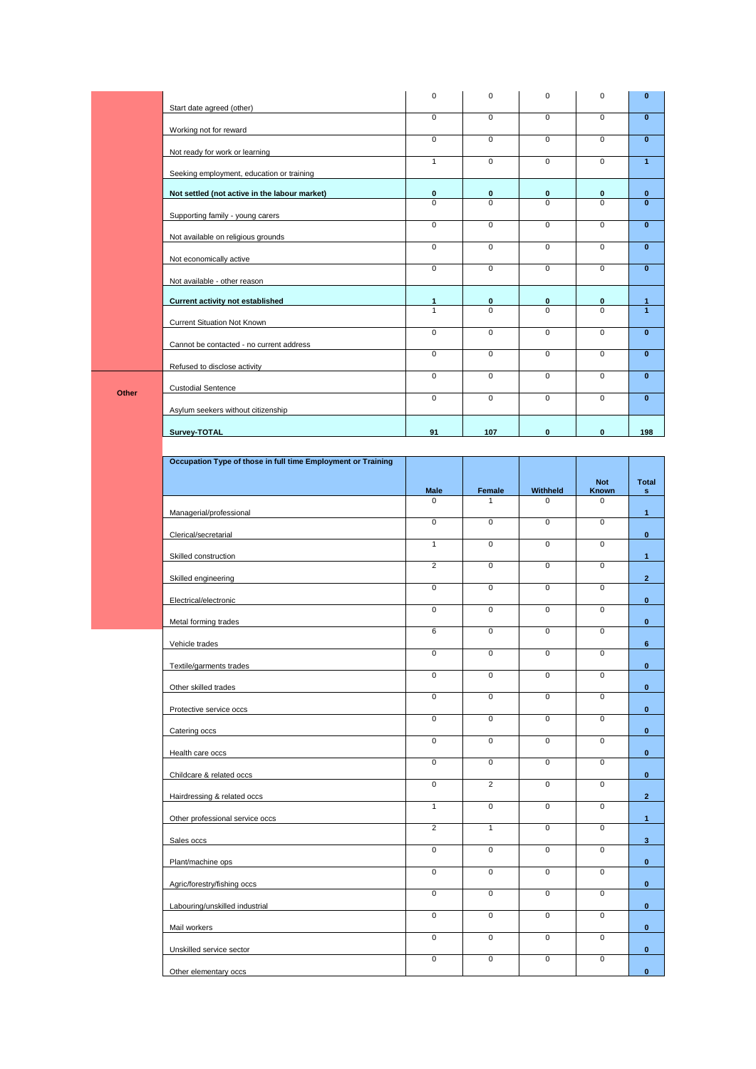| | | Male | Female | Withheld | Not Known | Totals |
|---|---|---|---|---|---|---|
| | Start date agreed (other) | 0 | 0 | 0 | 0 | **0** |
| | Working not for reward | 0 | 0 | 0 | 0 | **0** |
| | Not ready for work or learning | 0 | 0 | 0 | 0 | **0** |
| | Seeking employment, education or training | 1 | 0 | 0 | 0 | **1** |
| | **Not settled (not active in the labour market)** | **0** | **0** | **0** | **0** | **0** |
| | Supporting family - young carers | 0 | 0 | 0 | 0 | **0** |
| | Not available on religious grounds | 0 | 0 | 0 | 0 | **0** |
| | Not economically active | 0 | 0 | 0 | 0 | **0** |
| | Not available - other reason | 0 | 0 | 0 | 0 | **0** |
| | **Current activity not established** | **1** | **0** | **0** | **0** | **1** |
| | Current Situation Not Known | 1 | 0 | 0 | 0 | **1** |
| | Cannot be contacted - no current address | 0 | 0 | 0 | 0 | **0** |
| | Refused to disclose activity | 0 | 0 | 0 | 0 | **0** |
| **Other** | Custodial Sentence | 0 | 0 | 0 | 0 | **0** |
| | Asylum seekers without citizenship | 0 | 0 | 0 | 0 | **0** |
| | **Survey-TOTAL** | **91** | **107** | **0** | **0** | **198** |

| Occupation Type of those in full time Employment or Training | Male | Female | Withheld | Not Known | Totals |
|---|---|---|---|---|---|
| Managerial/professional | 0 | 1 | 0 | 0 | **1** |
| Clerical/secretarial | 0 | 0 | 0 | 0 | **0** |
| Skilled construction | 1 | 0 | 0 | 0 | **1** |
| Skilled engineering | 2 | 0 | 0 | 0 | **2** |
| Electrical/electronic | 0 | 0 | 0 | 0 | **0** |
| Metal forming trades | 0 | 0 | 0 | 0 | **0** |
| Vehicle trades | 6 | 0 | 0 | 0 | **6** |
| Textile/garments trades | 0 | 0 | 0 | 0 | **0** |
| Other skilled trades | 0 | 0 | 0 | 0 | **0** |
| Protective service occs | 0 | 0 | 0 | 0 | **0** |
| Catering occs | 0 | 0 | 0 | 0 | **0** |
| Health care occs | 0 | 0 | 0 | 0 | **0** |
| Childcare & related occs | 0 | 0 | 0 | 0 | **0** |
| Hairdressing & related occs | 0 | 2 | 0 | 0 | **2** |
| Other professional service occs | 1 | 0 | 0 | 0 | **1** |
| Sales occs | 2 | 1 | 0 | 0 | **3** |
| Plant/machine ops | 0 | 0 | 0 | 0 | **0** |
| Agric/forestry/fishing occs | 0 | 0 | 0 | 0 | **0** |
| Labouring/unskilled industrial | 0 | 0 | 0 | 0 | **0** |
| Mail workers | 0 | 0 | 0 | 0 | **0** |
| Unskilled service sector | 0 | 0 | 0 | 0 | **0** |
| Other elementary occs | 0 | 0 | 0 | 0 | **0** |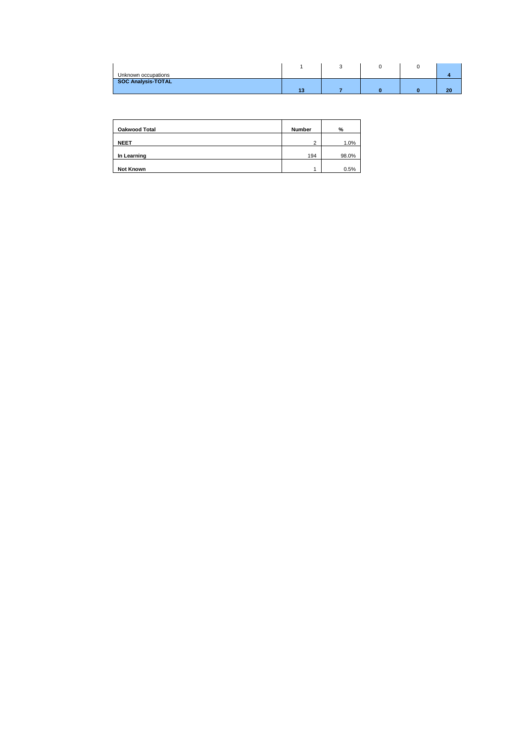| | | | | | |
|---|---|---|---|---|---|
| Unknown occupations | 1 | 3 | 0 | 0 | **4** |
| **SOC Analysis-TOTAL** | **13** | **7** | **0** | **0** | **20** |

| **Oakwood Total** | **Number** | **%** |
|---|---|---|
| **NEET** | 2 | 1.0% |
| **In Learning** | 194 | 98.0% |
| **Not Known** | 1 | 0.5% |